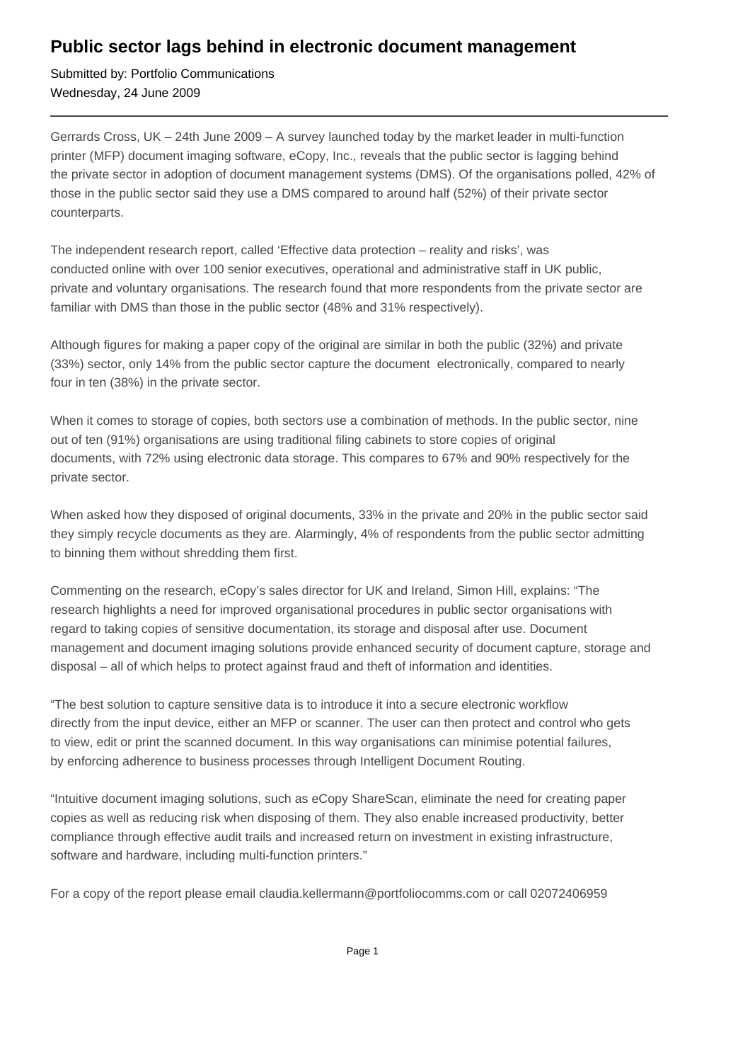# Public sector lags behind in electronic document management

Submitted by: Portfolio Communications
Wednesday, 24 June 2009

---

Gerrards Cross, UK – 24th June 2009 – A survey launched today by the market leader in multi-function printer (MFP) document imaging software, eCopy, Inc., reveals that the public sector is lagging behind the private sector in adoption of document management systems (DMS). Of the organisations polled, 42% of those in the public sector said they use a DMS compared to around half (52%) of their private sector counterparts.

The independent research report, called 'Effective data protection – reality and risks', was conducted online with over 100 senior executives, operational and administrative staff in UK public, private and voluntary organisations. The research found that more respondents from the private sector are familiar with DMS than those in the public sector (48% and 31% respectively).

Although figures for making a paper copy of the original are similar in both the public (32%) and private (33%) sector, only 14% from the public sector capture the document electronically, compared to nearly four in ten (38%) in the private sector.

When it comes to storage of copies, both sectors use a combination of methods. In the public sector, nine out of ten (91%) organisations are using traditional filing cabinets to store copies of original documents, with 72% using electronic data storage. This compares to 67% and 90% respectively for the private sector.

When asked how they disposed of original documents, 33% in the private and 20% in the public sector said they simply recycle documents as they are. Alarmingly, 4% of respondents from the public sector admitting to binning them without shredding them first.

Commenting on the research, eCopy's sales director for UK and Ireland, Simon Hill, explains: "The research highlights a need for improved organisational procedures in public sector organisations with regard to taking copies of sensitive documentation, its storage and disposal after use. Document management and document imaging solutions provide enhanced security of document capture, storage and disposal – all of which helps to protect against fraud and theft of information and identities.

"The best solution to capture sensitive data is to introduce it into a secure electronic workflow directly from the input device, either an MFP or scanner. The user can then protect and control who gets to view, edit or print the scanned document. In this way organisations can minimise potential failures, by enforcing adherence to business processes through Intelligent Document Routing.

"Intuitive document imaging solutions, such as eCopy ShareScan, eliminate the need for creating paper copies as well as reducing risk when disposing of them. They also enable increased productivity, better compliance through effective audit trails and increased return on investment in existing infrastructure, software and hardware, including multi-function printers."

For a copy of the report please email claudia.kellermann@portfoliocomms.com or call 02072406959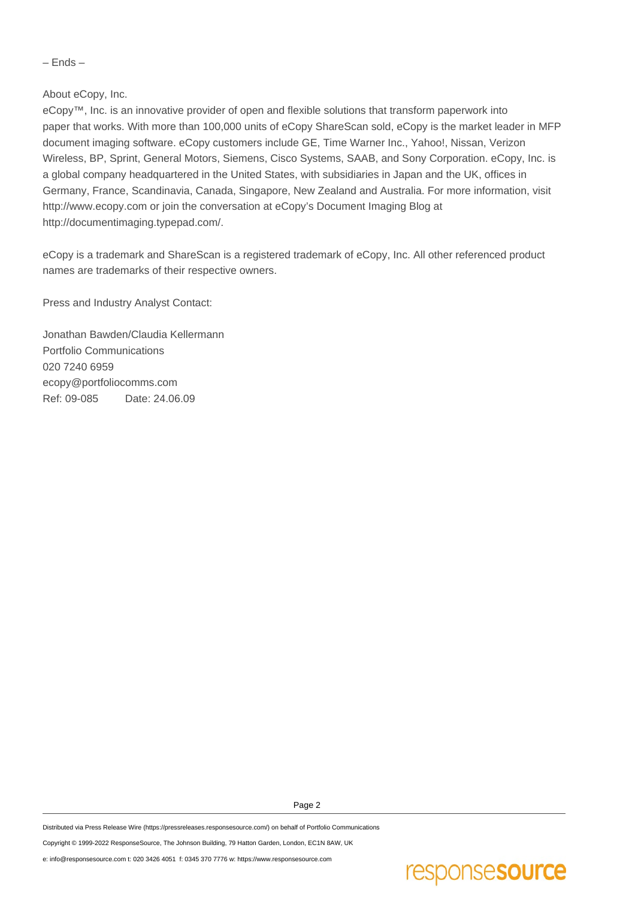– Ends –

About eCopy, Inc.

eCopy™, Inc. is an innovative provider of open and flexible solutions that transform paperwork into paper that works. With more than 100,000 units of eCopy ShareScan sold, eCopy is the market leader in MFP document imaging software. eCopy customers include GE, Time Warner Inc., Yahoo!, Nissan, Verizon Wireless, BP, Sprint, General Motors, Siemens, Cisco Systems, SAAB, and Sony Corporation. eCopy, Inc. is a global company headquartered in the United States, with subsidiaries in Japan and the UK, offices in Germany, France, Scandinavia, Canada, Singapore, New Zealand and Australia. For more information, visit http://www.ecopy.com or join the conversation at eCopy's Document Imaging Blog at http://documentimaging.typepad.com/.

eCopy is a trademark and ShareScan is a registered trademark of eCopy, Inc. All other referenced product names are trademarks of their respective owners.

Press and Industry Analyst Contact:

Jonathan Bawden/Claudia Kellermann
Portfolio Communications
020 7240 6959
ecopy@portfoliocomms.com
Ref: 09-085 Date: 24.06.09

Distributed via Press Release Wire (https://pressreleases.responsesource.com/) on behalf of Portfolio Communications

Copyright © 1999-2022 ResponseSource, The Johnson Building, 79 Hatton Garden, London, EC1N 8AW, UK

e: info@responsesource.com t: 020 3426 4051 f: 0345 370 7776 w: https://www.responsesource.com

responsesource